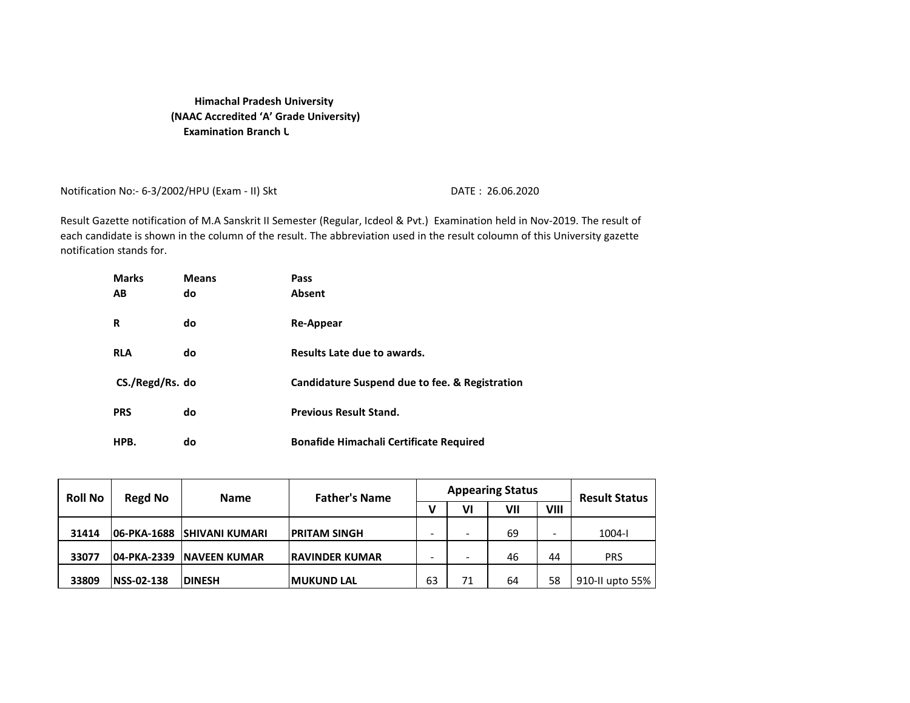**Himachal Pradesh University**
**(NAAC Accredited 'A' Grade University)**
**Examination Branch U**

Notification No:- 6-3/2002/HPU (Exam - II) Skt DATE : 26.06.2020

Result Gazette notification of M.A Sanskrit II Semester (Regular, Icdeol & Pvt.) Examination held in Nov-2019. The result of each candidate is shown in the column of the result. The abbreviation used in the result coloumn of this University gazette notification stands for.

| | | |
|---|---|---|
| **Marks** | **Means** | **Pass** |
| **AB** | **do** | **Absent** |
| **R** | **do** | **Re-Appear** |
| **RLA** | **do** | **Results Late due to awards.** |
| **CS./Regd/Rs.** | **do** | **Candidature Suspend due to fee. & Registration** |
| **PRS** | **do** | **Previous Result Stand.** |
| **HPB.** | **do** | **Bonafide Himachali Certificate Required** |

| Roll No | Regd No | Name | Father's Name | Appearing Status | | | | Result Status |
|---|---|---|---|---|---|---|---|---|
| | | | | V | VI | VII | VIII | |
| 31414 | 06-PKA-1688 | SHIVANI KUMARI | PRITAM SINGH | - | - | 69 | - | 1004-I |
| 33077 | 04-PKA-2339 | NAVEEN KUMAR | RAVINDER KUMAR | - | - | 46 | 44 | PRS |
| 33809 | NSS-02-138 | DINESH | MUKUND LAL | 63 | 71 | 64 | 58 | 910-II upto 55% |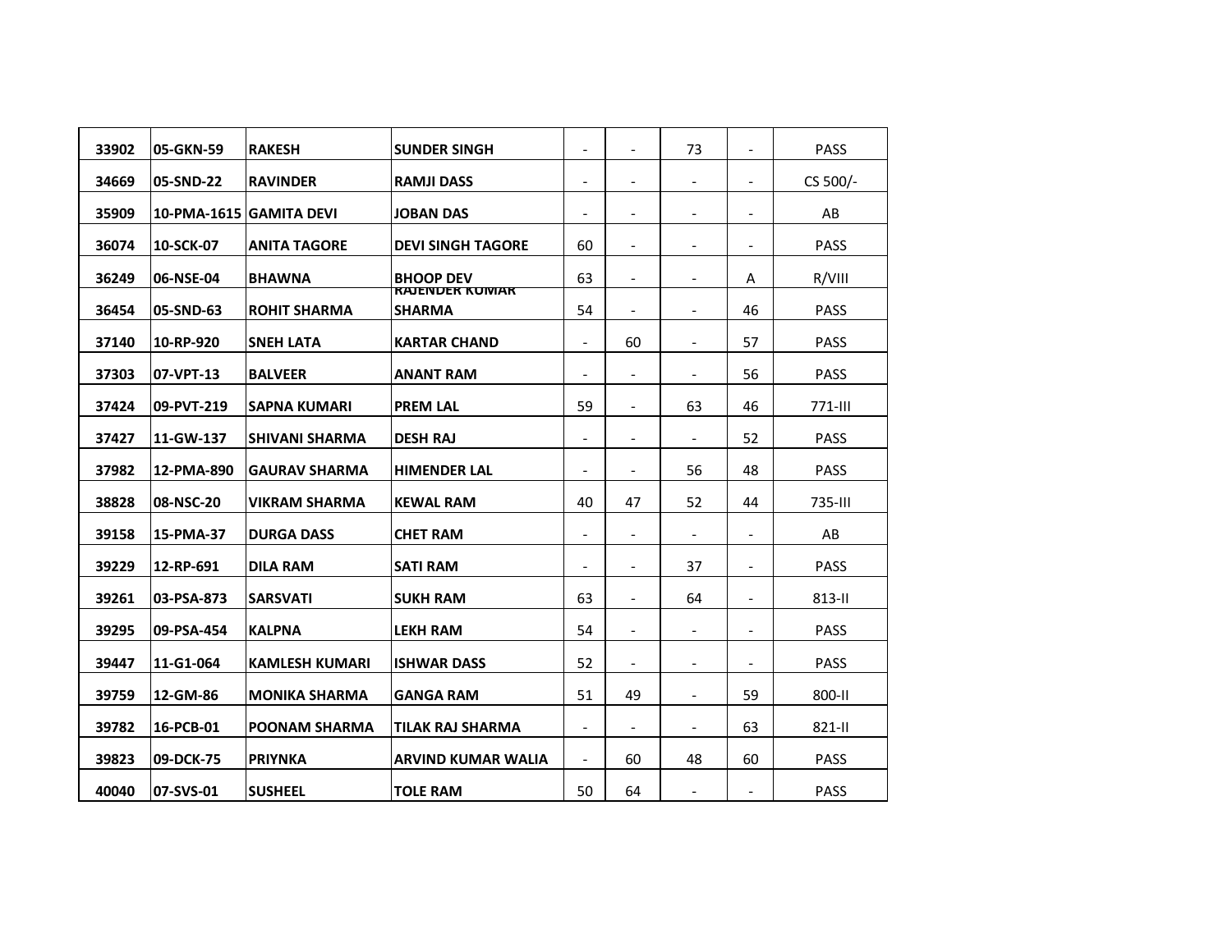| | | | | | | | | |
|---|---|---|---|---|---|---|---|---|
| 33902 | 05-GKN-59 | RAKESH | SUNDER SINGH | - | - | 73 | - | PASS |
| 34669 | 05-SND-22 | RAVINDER | RAMJI DASS | - | - | - | - | CS 500/- |
| 35909 | 10-PMA-1615 | GAMITA DEVI | JOBAN DAS | - | - | - | - | AB |
| 36074 | 10-SCK-07 | ANITA TAGORE | DEVI SINGH TAGORE | 60 | - | - | - | PASS |
| 36249 | 06-NSE-04 | BHAWNA | BHOOP DEV | 63 | - | - | A | R/VIII |
| 36454 | 05-SND-63 | ROHIT SHARMA | RAJENDER KUMAR SHARMA | 54 | - | - | 46 | PASS |
| 37140 | 10-RP-920 | SNEH LATA | KARTAR CHAND | - | 60 | - | 57 | PASS |
| 37303 | 07-VPT-13 | BALVEER | ANANT RAM | - | - | - | 56 | PASS |
| 37424 | 09-PVT-219 | SAPNA KUMARI | PREM LAL | 59 | - | 63 | 46 | 771-III |
| 37427 | 11-GW-137 | SHIVANI SHARMA | DESH RAJ | - | - | - | 52 | PASS |
| 37982 | 12-PMA-890 | GAURAV SHARMA | HIMENDER LAL | - | - | 56 | 48 | PASS |
| 38828 | 08-NSC-20 | VIKRAM SHARMA | KEWAL RAM | 40 | 47 | 52 | 44 | 735-III |
| 39158 | 15-PMA-37 | DURGA DASS | CHET RAM | - | - | - | - | AB |
| 39229 | 12-RP-691 | DILA RAM | SATI RAM | - | - | 37 | - | PASS |
| 39261 | 03-PSA-873 | SARSVATI | SUKH RAM | 63 | - | 64 | - | 813-II |
| 39295 | 09-PSA-454 | KALPNA | LEKH RAM | 54 | - | - | - | PASS |
| 39447 | 11-G1-064 | KAMLESH KUMARI | ISHWAR DASS | 52 | - | - | - | PASS |
| 39759 | 12-GM-86 | MONIKA SHARMA | GANGA RAM | 51 | 49 | - | 59 | 800-II |
| 39782 | 16-PCB-01 | POONAM SHARMA | TILAK RAJ SHARMA | - | - | - | 63 | 821-II |
| 39823 | 09-DCK-75 | PRIYNKA | ARVIND KUMAR WALIA | - | 60 | 48 | 60 | PASS |
| 40040 | 07-SVS-01 | SUSHEEL | TOLE RAM | 50 | 64 | - | - | PASS |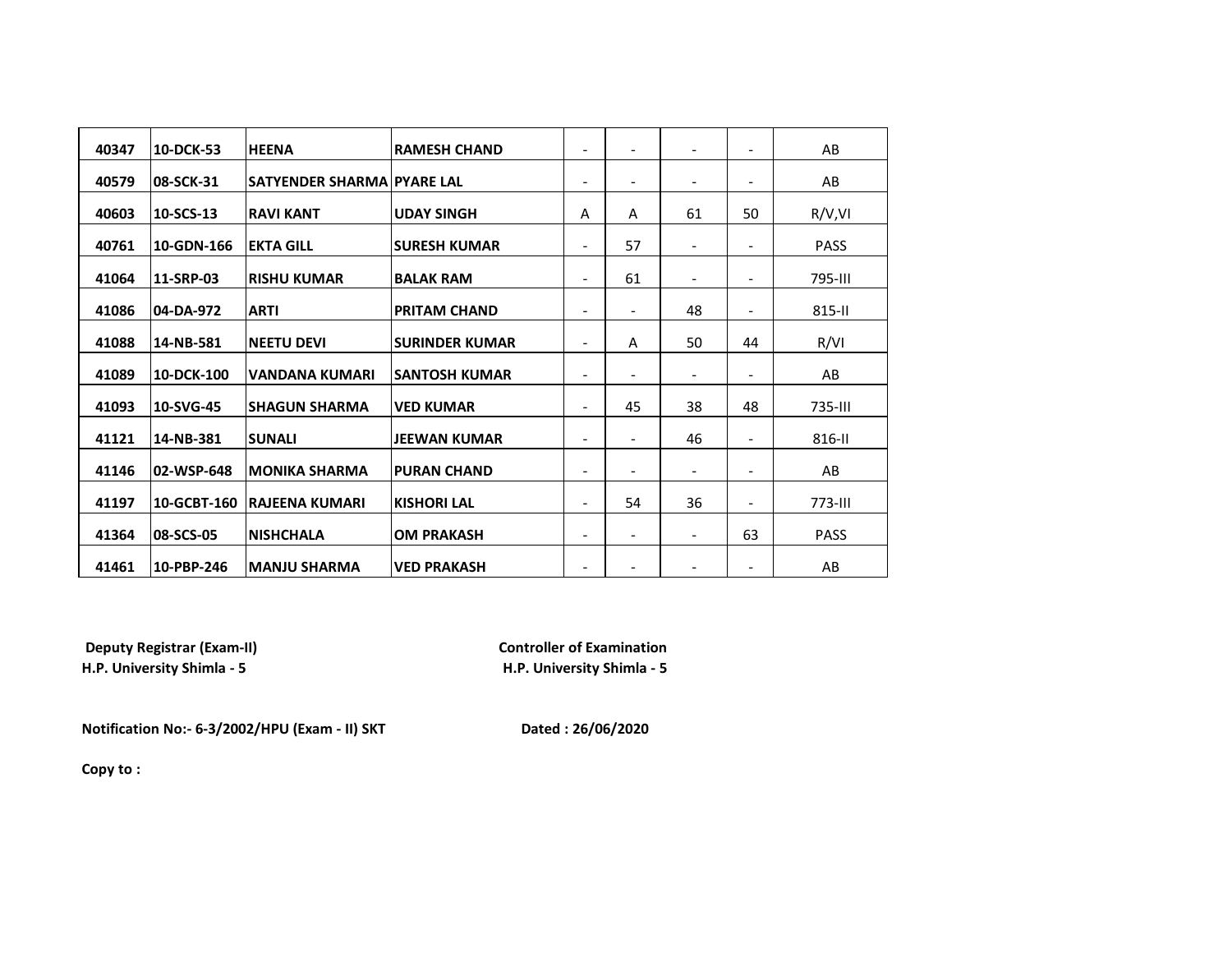|  |  |  |  |  |  |  |  |  |
|---|---|---|---|---|---|---|---|---|
| 40347 | 10-DCK-53 | HEENA | RAMESH CHAND | - | - | - | - | AB |
| 40579 | 08-SCK-31 | SATYENDER SHARMA | PYARE LAL | - | - | - | - | AB |
| 40603 | 10-SCS-13 | RAVI KANT | UDAY SINGH | A | A | 61 | 50 | R/V,VI |
| 40761 | 10-GDN-166 | EKTA GILL | SURESH KUMAR | - | 57 | - | - | PASS |
| 41064 | 11-SRP-03 | RISHU KUMAR | BALAK RAM | - | 61 | - | - | 795-III |
| 41086 | 04-DA-972 | ARTI | PRITAM CHAND | - | - | 48 | - | 815-II |
| 41088 | 14-NB-581 | NEETU DEVI | SURINDER KUMAR | - | A | 50 | 44 | R/VI |
| 41089 | 10-DCK-100 | VANDANA KUMARI | SANTOSH KUMAR | - | - | - | - | AB |
| 41093 | 10-SVG-45 | SHAGUN SHARMA | VED KUMAR | - | 45 | 38 | 48 | 735-III |
| 41121 | 14-NB-381 | SUNALI | JEEWAN KUMAR | - | - | 46 | - | 816-II |
| 41146 | 02-WSP-648 | MONIKA SHARMA | PURAN CHAND | - | - | - | - | AB |
| 41197 | 10-GCBT-160 | RAJEENA KUMARI | KISHORI LAL | - | 54 | 36 | - | 773-III |
| 41364 | 08-SCS-05 | NISHCHALA | OM PRAKASH | - | - | - | 63 | PASS |
| 41461 | 10-PBP-246 | MANJU SHARMA | VED PRAKASH | - | - | - | - | AB |

**Deputy Registrar (Exam-II)**
**H.P. University Shimla - 5**

**Controller of Examination**
**H.P. University Shimla - 5**

**Notification No:- 6-3/2002/HPU (Exam - II) SKT**

**Dated : 26/06/2020**

**Copy to :**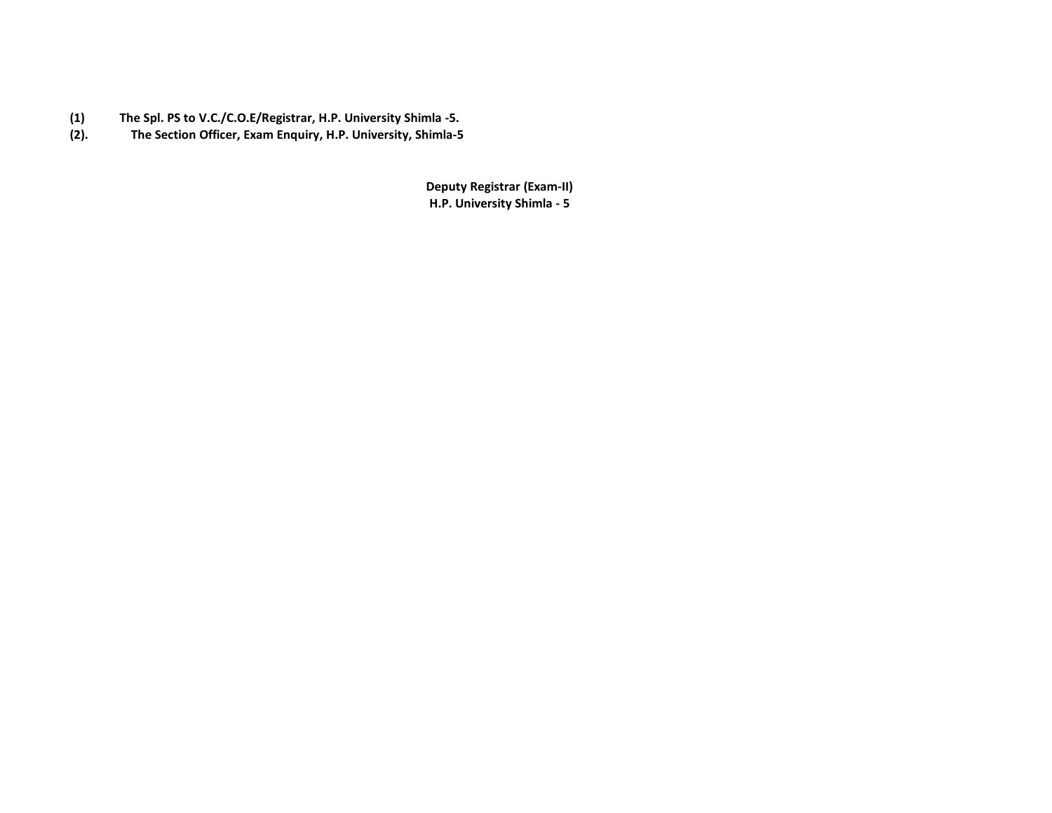**(1) The Spl. PS to V.C./C.O.E/Registrar, H.P. University Shimla -5.**

**(2). The Section Officer, Exam Enquiry, H.P. University, Shimla-5**

**Deputy Registrar (Exam-II)**
**H.P. University Shimla - 5**